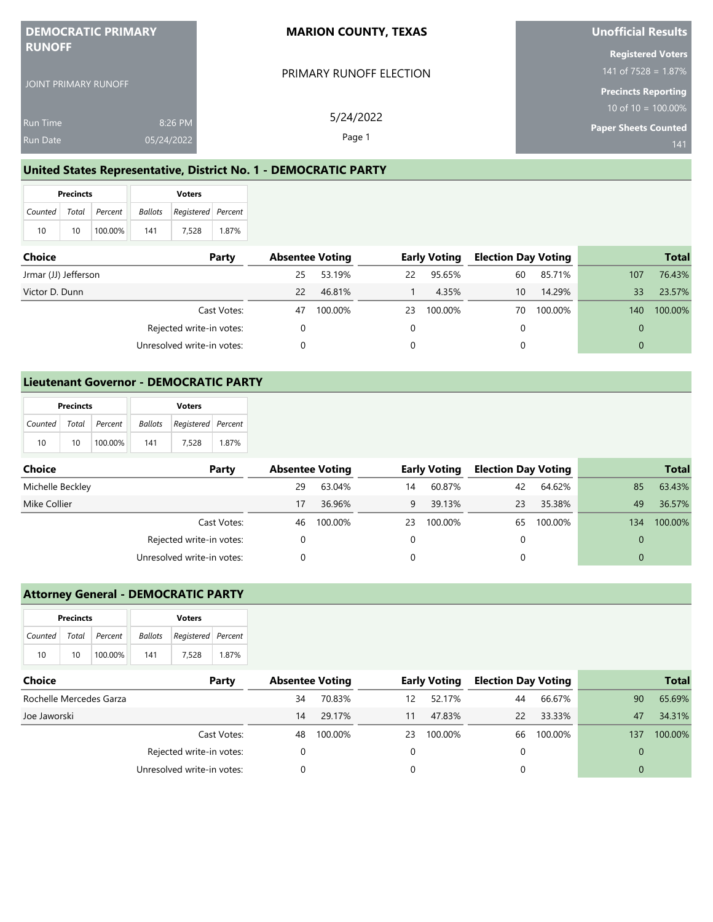**DEMOCRATIC PRIMARY RUNOFF**

JOINT PRIMARY RUNOFF

Run Time 8:26 PM
Run Date 05/24/2022

**MARION COUNTY, TEXAS**

PRIMARY RUNOFF ELECTION

5/24/2022

**Unofficial Results**

**Registered Voters**
141 of 7528 = 1.87%

**Precincts Reporting**
10 of 10 = 100.00%

**Paper Sheets Counted**
141

## United States Representative, District No. 1 - DEMOCRATIC PARTY

| Precincts | | | Voters | | |
|---|---|---|---|---|---|
| Counted | Total | Percent | Ballots | Registered | Percent |
| 10 | 10 | 100.00% | 141 | 7,528 | 1.87% |

| Choice | Party | Absentee Voting | | Early Voting | | Election Day Voting | | Total | |
|---|---|---|---|---|---|---|---|---|---|
| Jrmar (JJ) Jefferson | | 25 | 53.19% | 22 | 95.65% | 60 | 85.71% | 107 | 76.43% |
| Victor D. Dunn | | 22 | 46.81% | 1 | 4.35% | 10 | 14.29% | 33 | 23.57% |
| | Cast Votes: | 47 | 100.00% | 23 | 100.00% | 70 | 100.00% | 140 | 100.00% |
| | Rejected write-in votes: | 0 | | 0 | | 0 | | 0 | |
| | Unresolved write-in votes: | 0 | | 0 | | 0 | | 0 | |

## Lieutenant Governor - DEMOCRATIC PARTY

| Precincts | | | Voters | | |
|---|---|---|---|---|---|
| Counted | Total | Percent | Ballots | Registered | Percent |
| 10 | 10 | 100.00% | 141 | 7,528 | 1.87% |

| Choice | Party | Absentee Voting | | Early Voting | | Election Day Voting | | Total | |
|---|---|---|---|---|---|---|---|---|---|
| Michelle Beckley | | 29 | 63.04% | 14 | 60.87% | 42 | 64.62% | 85 | 63.43% |
| Mike Collier | | 17 | 36.96% | 9 | 39.13% | 23 | 35.38% | 49 | 36.57% |
| | Cast Votes: | 46 | 100.00% | 23 | 100.00% | 65 | 100.00% | 134 | 100.00% |
| | Rejected write-in votes: | 0 | | 0 | | 0 | | 0 | |
| | Unresolved write-in votes: | 0 | | 0 | | 0 | | 0 | |

## Attorney General - DEMOCRATIC PARTY

| Precincts | | | Voters | | |
|---|---|---|---|---|---|
| Counted | Total | Percent | Ballots | Registered | Percent |
| 10 | 10 | 100.00% | 141 | 7,528 | 1.87% |

| Choice | Party | Absentee Voting | | Early Voting | | Election Day Voting | | Total | |
|---|---|---|---|---|---|---|---|---|---|
| Rochelle Mercedes Garza | | 34 | 70.83% | 12 | 52.17% | 44 | 66.67% | 90 | 65.69% |
| Joe Jaworski | | 14 | 29.17% | 11 | 47.83% | 22 | 33.33% | 47 | 34.31% |
| | Cast Votes: | 48 | 100.00% | 23 | 100.00% | 66 | 100.00% | 137 | 100.00% |
| | Rejected write-in votes: | 0 | | 0 | | 0 | | 0 | |
| | Unresolved write-in votes: | 0 | | 0 | | 0 | | 0 | |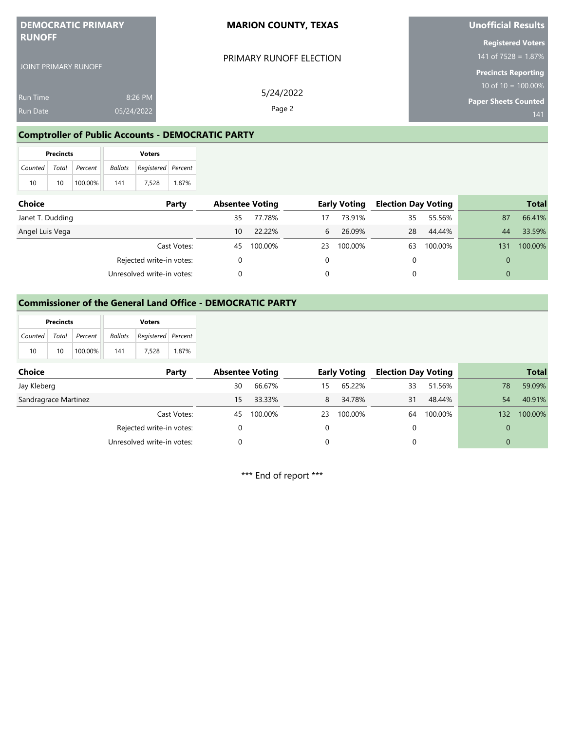**DEMOCRATIC PRIMARY RUNOFF**

JOINT PRIMARY RUNOFF

Run Time 8:26 PM
Run Date 05/24/2022

**MARION COUNTY, TEXAS**

PRIMARY RUNOFF ELECTION

5/24/2022

**Unofficial Results**

**Registered Voters**
141 of 7528 = 1.87%

**Precincts Reporting**
10 of 10 = 100.00%

**Paper Sheets Counted**
141

## Comptroller of Public Accounts - DEMOCRATIC PARTY

| Precincts | | | Voters | | |
|---|---|---|---|---|---|
| Counted | Total | Percent | Ballots | Registered | Percent |
| 10 | 10 | 100.00% | 141 | 7,528 | 1.87% |

| Choice | Party | Absentee Voting | | Early Voting | | Election Day Voting | | Total | |
|---|---|---|---|---|---|---|---|---|---|
| Janet T. Dudding | | 35 | 77.78% | 17 | 73.91% | 35 | 55.56% | 87 | 66.41% |
| Angel Luis Vega | | 10 | 22.22% | 6 | 26.09% | 28 | 44.44% | 44 | 33.59% |
| | Cast Votes: | 45 | 100.00% | 23 | 100.00% | 63 | 100.00% | 131 | 100.00% |
| | Rejected write-in votes: | 0 | | 0 | | 0 | | 0 | |
| | Unresolved write-in votes: | 0 | | 0 | | 0 | | 0 | |

## Commissioner of the General Land Office - DEMOCRATIC PARTY

| Precincts | | | Voters | | |
|---|---|---|---|---|---|
| Counted | Total | Percent | Ballots | Registered | Percent |
| 10 | 10 | 100.00% | 141 | 7,528 | 1.87% |

| Choice | Party | Absentee Voting | | Early Voting | | Election Day Voting | | Total | |
|---|---|---|---|---|---|---|---|---|---|
| Jay Kleberg | | 30 | 66.67% | 15 | 65.22% | 33 | 51.56% | 78 | 59.09% |
| Sandragrace Martinez | | 15 | 33.33% | 8 | 34.78% | 31 | 48.44% | 54 | 40.91% |
| | Cast Votes: | 45 | 100.00% | 23 | 100.00% | 64 | 100.00% | 132 | 100.00% |
| | Rejected write-in votes: | 0 | | 0 | | 0 | | 0 | |
| | Unresolved write-in votes: | 0 | | 0 | | 0 | | 0 | |

*** End of report ***